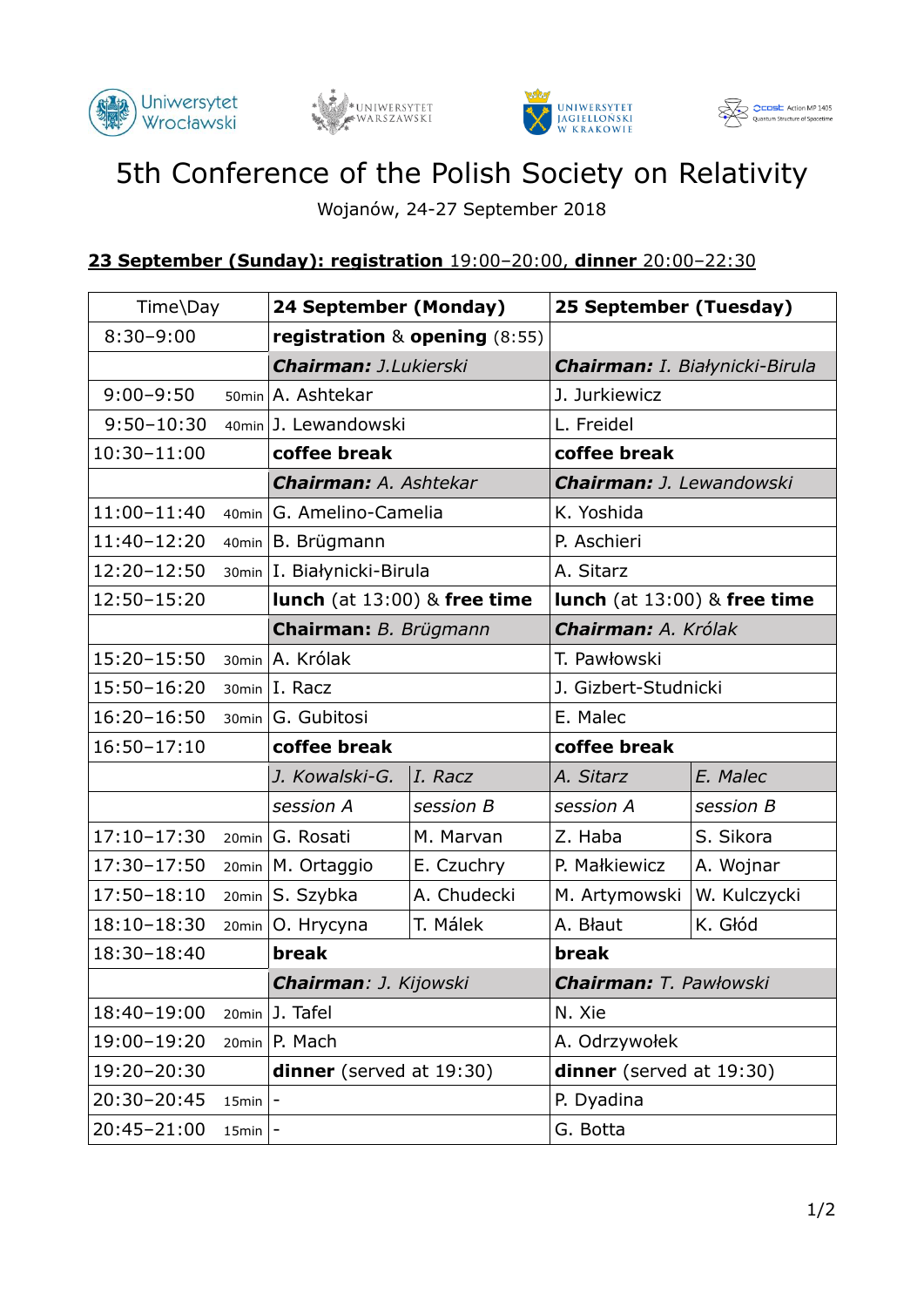Uniwersytet Wrocławski · Uniwersytet Warszawski · Uniwersytet Jagielloński w Krakowie · COST Action MP1405 Quantum Structure of Spacetime

# 5th Conference of the Polish Society on Relativity

Wojanów, 24-27 September 2018

**23 September (Sunday): registration** 19:00–20:00, **dinner** 20:00–22:30

| Time\Day | | 24 September (Monday) | | 25 September (Tuesday) | |
|---|---|---|---|---|---|
| 8:30–9:00 | | **registration** & **opening** (8:55) | | | |
| | | ***Chairman:*** *J.Lukierski* | | ***Chairman:*** *I. Białynicki-Birula* | |
| 9:00–9:50 | 50min | A. Ashtekar | | J. Jurkiewicz | |
| 9:50–10:30 | 40min | J. Lewandowski | | L. Freidel | |
| 10:30–11:00 | | **coffee break** | | **coffee break** | |
| | | ***Chairman:*** *A. Ashtekar* | | ***Chairman:*** *J. Lewandowski* | |
| 11:00–11:40 | 40min | G. Amelino-Camelia | | K. Yoshida | |
| 11:40–12:20 | 40min | B. Brügmann | | P. Aschieri | |
| 12:20–12:50 | 30min | I. Białynicki-Birula | | A. Sitarz | |
| 12:50–15:20 | | **lunch** (at 13:00) & **free time** | | **lunch** (at 13:00) & **free time** | |
| | | **Chairman:** *B. Brügmann* | | ***Chairman:*** *A. Królak* | |
| 15:20–15:50 | 30min | A. Królak | | T. Pawłowski | |
| 15:50–16:20 | 30min | I. Racz | | J. Gizbert-Studnicki | |
| 16:20–16:50 | 30min | G. Gubitosi | | E. Malec | |
| 16:50–17:10 | | **coffee break** | | **coffee break** | |
| | | *J. Kowalski-G.* | *I. Racz* | *A. Sitarz* | *E. Malec* |
| | | *session A* | *session B* | *session A* | *session B* |
| 17:10–17:30 | 20min | G. Rosati | M. Marvan | Z. Haba | S. Sikora |
| 17:30–17:50 | 20min | M. Ortaggio | E. Czuchry | P. Małkiewicz | A. Wojnar |
| 17:50–18:10 | 20min | S. Szybka | A. Chudecki | M. Artymowski | W. Kulczycki |
| 18:10–18:30 | 20min | O. Hrycyna | T. Málek | A. Błaut | K. Głód |
| 18:30–18:40 | | **break** | | **break** | |
| | | ***Chairman:*** *J. Kijowski* | | ***Chairman:*** *T. Pawłowski* | |
| 18:40–19:00 | 20min | J. Tafel | | N. Xie | |
| 19:00–19:20 | 20min | P. Mach | | A. Odrzywołek | |
| 19:20–20:30 | | **dinner** (served at 19:30) | | **dinner** (served at 19:30) | |
| 20:30–20:45 | 15min | - | | P. Dyadina | |
| 20:45–21:00 | 15min | - | | G. Botta | |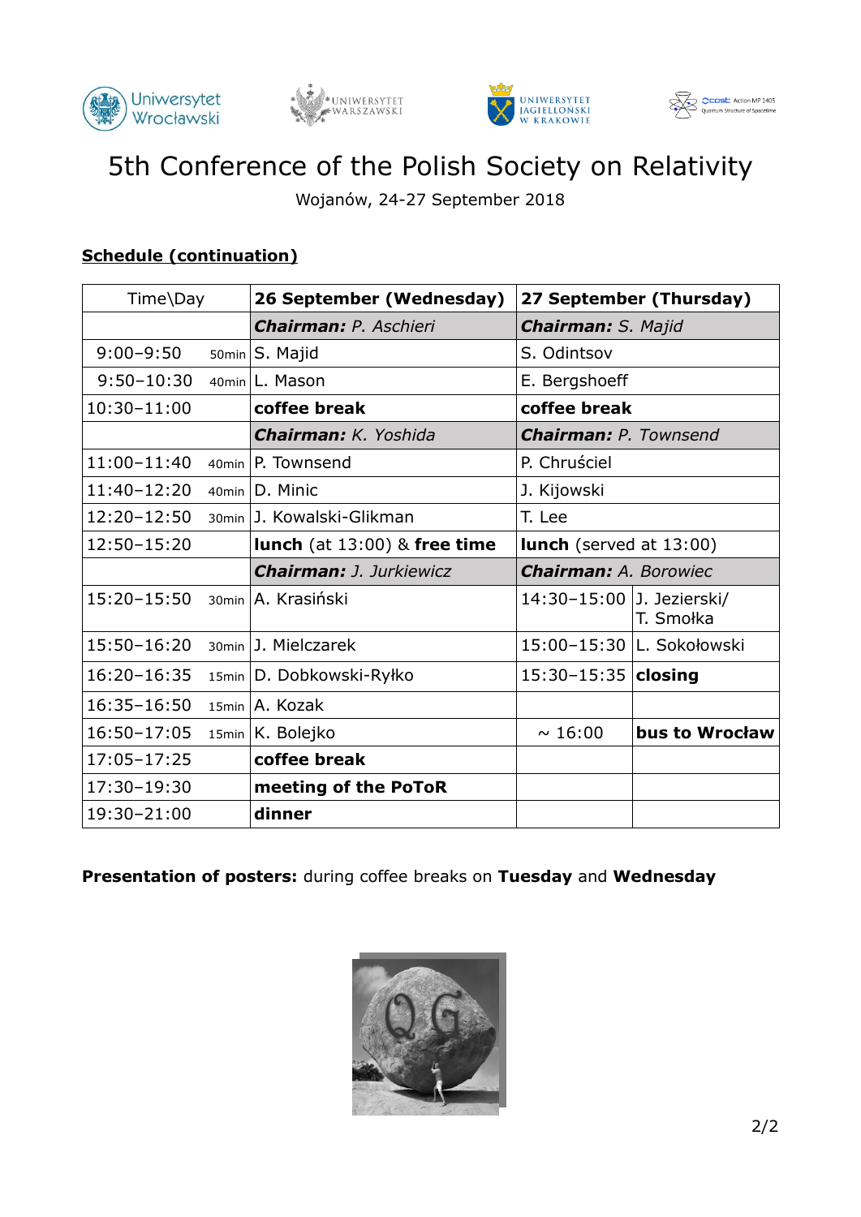# 5th Conference of the Polish Society on Relativity

Wojanów, 24-27 September 2018

## **Schedule (continuation)**

| Time\Day | | 26 September (Wednesday) | 27 September (Thursday) | |
|---|---|---|---|---|
| | | ***Chairman:*** *P. Aschieri* | ***Chairman:*** *S. Majid* | |
| 9:00–9:50 | 50min | S. Majid | S. Odintsov | |
| 9:50–10:30 | 40min | L. Mason | E. Bergshoeff | |
| 10:30–11:00 | | **coffee break** | **coffee break** | |
| | | ***Chairman:*** *K. Yoshida* | ***Chairman:*** *P. Townsend* | |
| 11:00–11:40 | 40min | P. Townsend | P. Chruściel | |
| 11:40–12:20 | 40min | D. Minic | J. Kijowski | |
| 12:20–12:50 | 30min | J. Kowalski-Glikman | T. Lee | |
| 12:50–15:20 | | **lunch** (at 13:00) & **free time** | **lunch** (served at 13:00) | |
| | | ***Chairman:*** *J. Jurkiewicz* | ***Chairman:*** *A. Borowiec* | |
| 15:20–15:50 | 30min | A. Krasiński | 14:30–15:00 | J. Jezierski/ T. Smołka |
| 15:50–16:20 | 30min | J. Mielczarek | 15:00–15:30 | L. Sokołowski |
| 16:20–16:35 | 15min | D. Dobkowski-Ryłko | 15:30–15:35 | **closing** |
| 16:35–16:50 | 15min | A. Kozak | | |
| 16:50–17:05 | 15min | K. Bolejko | ~ 16:00 | **bus to Wrocław** |
| 17:05–17:25 | | **coffee break** | | |
| 17:30–19:30 | | **meeting of the PoToR** | | |
| 19:30–21:00 | | **dinner** | | |

**Presentation of posters:** during coffee breaks on **Tuesday** and **Wednesday**